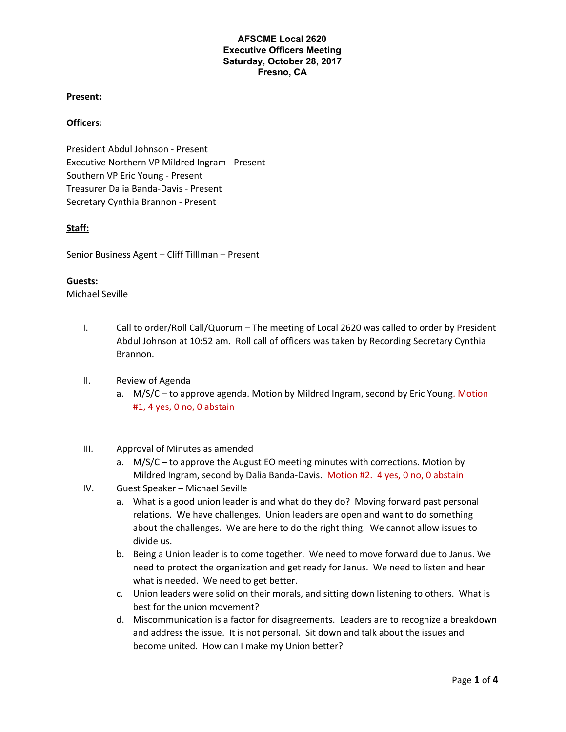# AFSCME Local 2620
## Executive Officers Meeting
## Saturday, October 28, 2017
## Fresno, CA

**Present:**

**Officers:**

President Abdul Johnson - Present
Executive Northern VP Mildred Ingram - Present
Southern VP Eric Young - Present
Treasurer Dalia Banda-Davis - Present
Secretary Cynthia Brannon - Present

**Staff:**

Senior Business Agent – Cliff Tilllman – Present

**Guests:**
Michael Seville

I. Call to order/Roll Call/Quorum – The meeting of Local 2620 was called to order by President Abdul Johnson at 10:52 am. Roll call of officers was taken by Recording Secretary Cynthia Brannon.

II. Review of Agenda
   a. M/S/C – to approve agenda. Motion by Mildred Ingram, second by Eric Young. Motion #1, 4 yes, 0 no, 0 abstain

III. Approval of Minutes as amended
   a. M/S/C – to approve the August EO meeting minutes with corrections. Motion by Mildred Ingram, second by Dalia Banda-Davis. Motion #2. 4 yes, 0 no, 0 abstain

IV. Guest Speaker – Michael Seville
   a. What is a good union leader is and what do they do? Moving forward past personal relations. We have challenges. Union leaders are open and want to do something about the challenges. We are here to do the right thing. We cannot allow issues to divide us.
   b. Being a Union leader is to come together. We need to move forward due to Janus. We need to protect the organization and get ready for Janus. We need to listen and hear what is needed. We need to get better.
   c. Union leaders were solid on their morals, and sitting down listening to others. What is best for the union movement?
   d. Miscommunication is a factor for disagreements. Leaders are to recognize a breakdown and address the issue. It is not personal. Sit down and talk about the issues and become united. How can I make my Union better?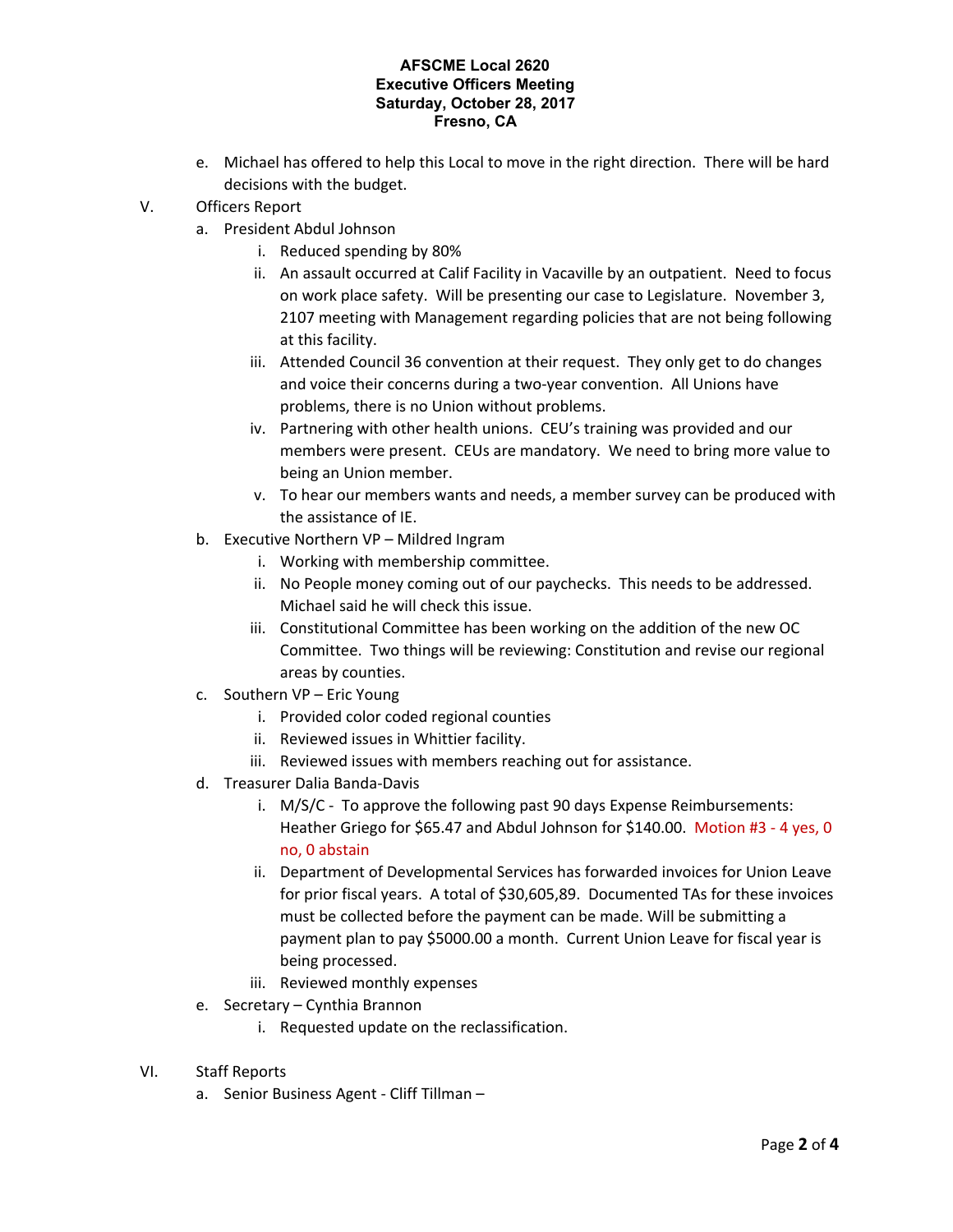e. Michael has offered to help this Local to move in the right direction. There will be hard decisions with the budget.

V. Officers Report

a. President Abdul Johnson

i. Reduced spending by 80%

ii. An assault occurred at Calif Facility in Vacaville by an outpatient. Need to focus on work place safety. Will be presenting our case to Legislature. November 3, 2107 meeting with Management regarding policies that are not being following at this facility.

iii. Attended Council 36 convention at their request. They only get to do changes and voice their concerns during a two-year convention. All Unions have problems, there is no Union without problems.

iv. Partnering with other health unions. CEU's training was provided and our members were present. CEUs are mandatory. We need to bring more value to being an Union member.

v. To hear our members wants and needs, a member survey can be produced with the assistance of IE.

b. Executive Northern VP – Mildred Ingram

i. Working with membership committee.

ii. No People money coming out of our paychecks. This needs to be addressed. Michael said he will check this issue.

iii. Constitutional Committee has been working on the addition of the new OC Committee. Two things will be reviewing: Constitution and revise our regional areas by counties.

c. Southern VP – Eric Young

i. Provided color coded regional counties

ii. Reviewed issues in Whittier facility.

iii. Reviewed issues with members reaching out for assistance.

d. Treasurer Dalia Banda-Davis

i. M/S/C - To approve the following past 90 days Expense Reimbursements: Heather Griego for $65.47 and Abdul Johnson for $140.00. Motion #3 - 4 yes, 0 no, 0 abstain

ii. Department of Developmental Services has forwarded invoices for Union Leave for prior fiscal years. A total of $30,605,89. Documented TAs for these invoices must be collected before the payment can be made. Will be submitting a payment plan to pay $5000.00 a month. Current Union Leave for fiscal year is being processed.

iii. Reviewed monthly expenses

e. Secretary – Cynthia Brannon

i. Requested update on the reclassification.

VI. Staff Reports

a. Senior Business Agent - Cliff Tillman –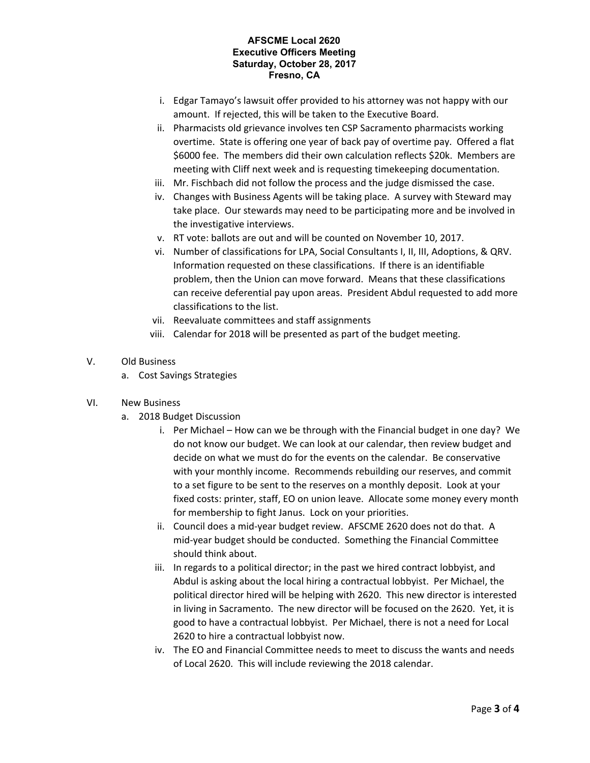i. Edgar Tamayo's lawsuit offer provided to his attorney was not happy with our amount. If rejected, this will be taken to the Executive Board.
ii. Pharmacists old grievance involves ten CSP Sacramento pharmacists working overtime. State is offering one year of back pay of overtime pay. Offered a flat $6000 fee. The members did their own calculation reflects $20k. Members are meeting with Cliff next week and is requesting timekeeping documentation.
iii. Mr. Fischbach did not follow the process and the judge dismissed the case.
iv. Changes with Business Agents will be taking place. A survey with Steward may take place. Our stewards may need to be participating more and be involved in the investigative interviews.
v. RT vote: ballots are out and will be counted on November 10, 2017.
vi. Number of classifications for LPA, Social Consultants I, II, III, Adoptions, & QRV. Information requested on these classifications. If there is an identifiable problem, then the Union can move forward. Means that these classifications can receive deferential pay upon areas. President Abdul requested to add more classifications to the list.
vii. Reevaluate committees and staff assignments
viii. Calendar for 2018 will be presented as part of the budget meeting.

V. Old Business
   a. Cost Savings Strategies

VI. New Business
   a. 2018 Budget Discussion
      i. Per Michael – How can we be through with the Financial budget in one day? We do not know our budget. We can look at our calendar, then review budget and decide on what we must do for the events on the calendar. Be conservative with your monthly income. Recommends rebuilding our reserves, and commit to a set figure to be sent to the reserves on a monthly deposit. Look at your fixed costs: printer, staff, EO on union leave. Allocate some money every month for membership to fight Janus. Lock on your priorities.
      ii. Council does a mid-year budget review. AFSCME 2620 does not do that. A mid-year budget should be conducted. Something the Financial Committee should think about.
      iii. In regards to a political director; in the past we hired contract lobbyist, and Abdul is asking about the local hiring a contractual lobbyist. Per Michael, the political director hired will be helping with 2620. This new director is interested in living in Sacramento. The new director will be focused on the 2620. Yet, it is good to have a contractual lobbyist. Per Michael, there is not a need for Local 2620 to hire a contractual lobbyist now.
      iv. The EO and Financial Committee needs to meet to discuss the wants and needs of Local 2620. This will include reviewing the 2018 calendar.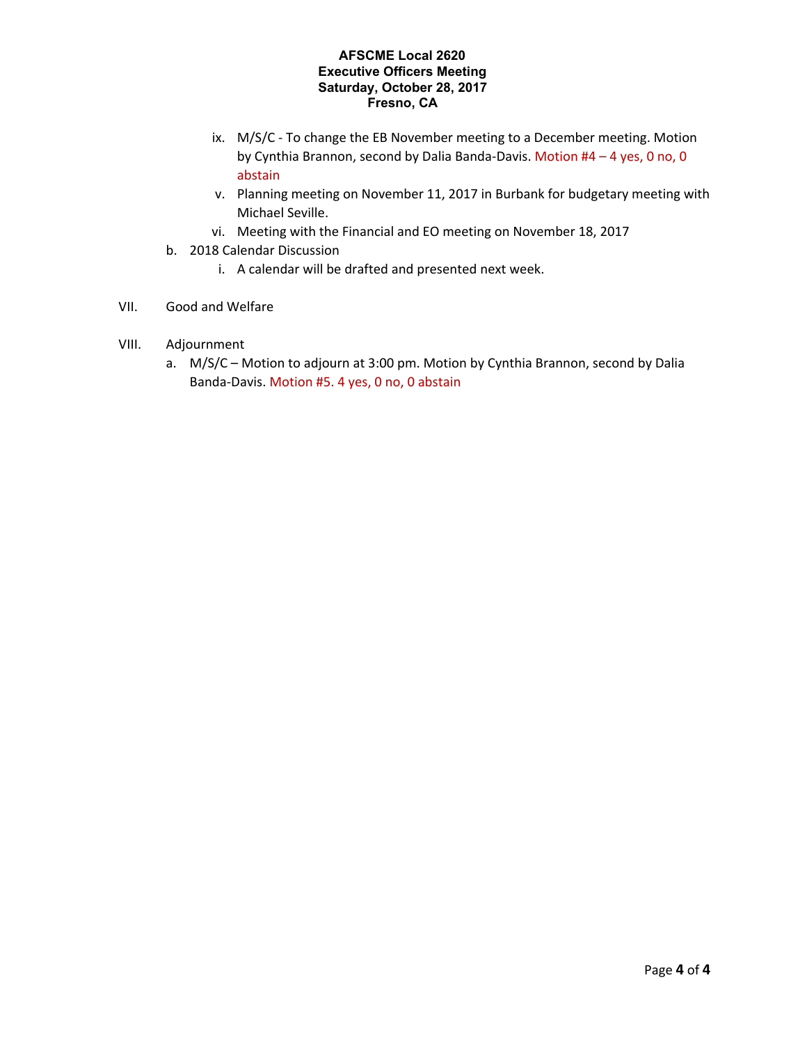**AFSCME Local 2620**
**Executive Officers Meeting**
**Saturday, October 28, 2017**
**Fresno, CA**

ix. M/S/C - To change the EB November meeting to a December meeting. Motion by Cynthia Brannon, second by Dalia Banda-Davis. Motion #4 – 4 yes, 0 no, 0 abstain

v. Planning meeting on November 11, 2017 in Burbank for budgetary meeting with Michael Seville.

vi. Meeting with the Financial and EO meeting on November 18, 2017

b. 2018 Calendar Discussion

i. A calendar will be drafted and presented next week.

VII. Good and Welfare

VIII. Adjournment

a. M/S/C – Motion to adjourn at 3:00 pm. Motion by Cynthia Brannon, second by Dalia Banda-Davis. Motion #5. 4 yes, 0 no, 0 abstain